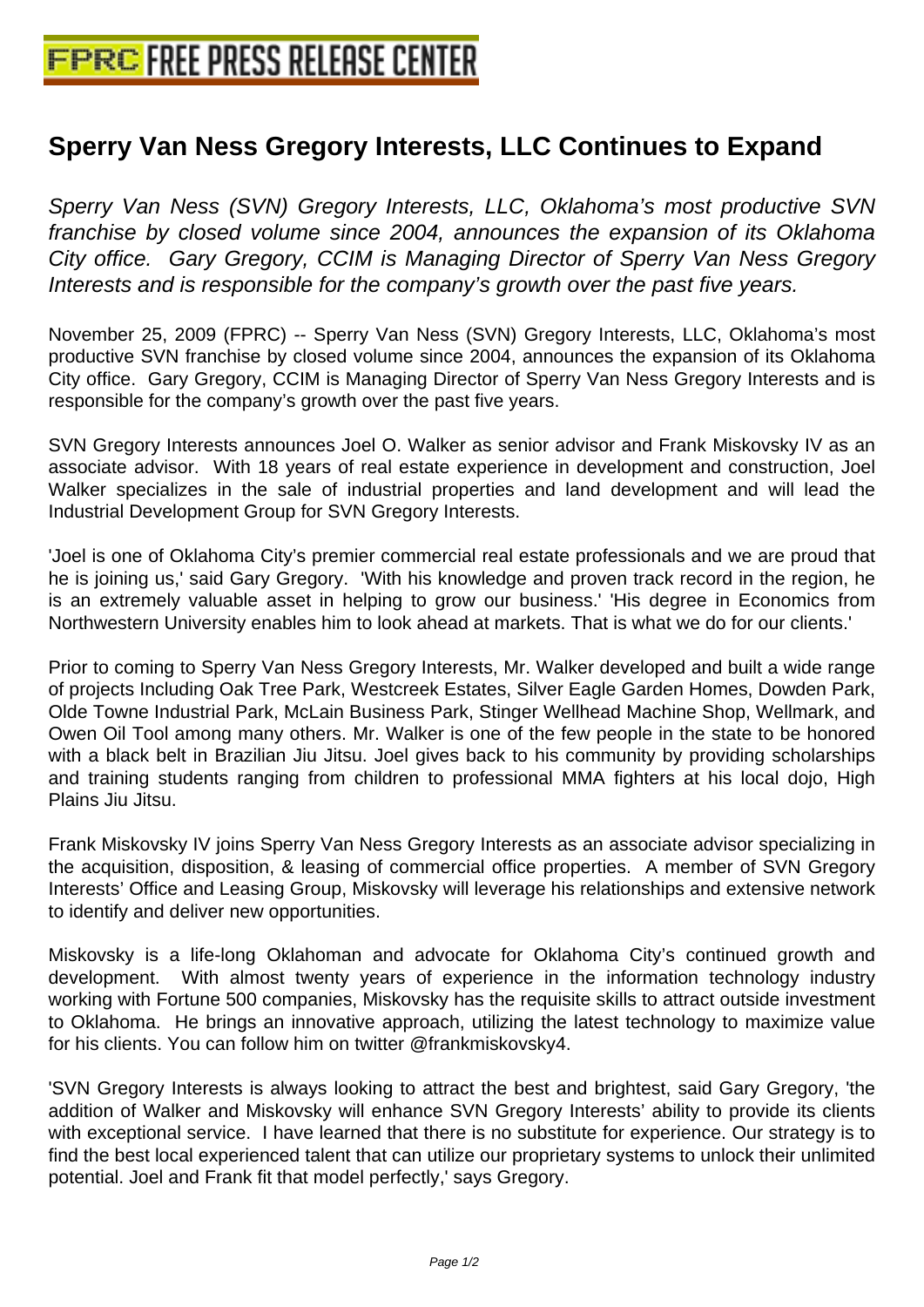# Sperry Van Ness Gregory Interests, LLC Continues to Expand

*Sperry Van Ness (SVN) Gregory Interests, LLC, Oklahoma's most productive SVN franchise by closed volume since 2004, announces the expansion of its Oklahoma City office. Gary Gregory, CCIM is Managing Director of Sperry Van Ness Gregory Interests and is responsible for the company's growth over the past five years.*

November 25, 2009 (FPRC) -- Sperry Van Ness (SVN) Gregory Interests, LLC, Oklahoma's most productive SVN franchise by closed volume since 2004, announces the expansion of its Oklahoma City office. Gary Gregory, CCIM is Managing Director of Sperry Van Ness Gregory Interests and is responsible for the company's growth over the past five years.

SVN Gregory Interests announces Joel O. Walker as senior advisor and Frank Miskovsky IV as an associate advisor. With 18 years of real estate experience in development and construction, Joel Walker specializes in the sale of industrial properties and land development and will lead the Industrial Development Group for SVN Gregory Interests.

'Joel is one of Oklahoma City's premier commercial real estate professionals and we are proud that he is joining us,' said Gary Gregory. 'With his knowledge and proven track record in the region, he is an extremely valuable asset in helping to grow our business.' 'His degree in Economics from Northwestern University enables him to look ahead at markets. That is what we do for our clients.'

Prior to coming to Sperry Van Ness Gregory Interests, Mr. Walker developed and built a wide range of projects Including Oak Tree Park, Westcreek Estates, Silver Eagle Garden Homes, Dowden Park, Olde Towne Industrial Park, McLain Business Park, Stinger Wellhead Machine Shop, Wellmark, and Owen Oil Tool among many others. Mr. Walker is one of the few people in the state to be honored with a black belt in Brazilian Jiu Jitsu. Joel gives back to his community by providing scholarships and training students ranging from children to professional MMA fighters at his local dojo, High Plains Jiu Jitsu.

Frank Miskovsky IV joins Sperry Van Ness Gregory Interests as an associate advisor specializing in the acquisition, disposition, & leasing of commercial office properties. A member of SVN Gregory Interests' Office and Leasing Group, Miskovsky will leverage his relationships and extensive network to identify and deliver new opportunities.

Miskovsky is a life-long Oklahoman and advocate for Oklahoma City's continued growth and development. With almost twenty years of experience in the information technology industry working with Fortune 500 companies, Miskovsky has the requisite skills to attract outside investment to Oklahoma. He brings an innovative approach, utilizing the latest technology to maximize value for his clients. You can follow him on twitter @frankmiskovsky4.

'SVN Gregory Interests is always looking to attract the best and brightest, said Gary Gregory, 'the addition of Walker and Miskovsky will enhance SVN Gregory Interests' ability to provide its clients with exceptional service. I have learned that there is no substitute for experience. Our strategy is to find the best local experienced talent that can utilize our proprietary systems to unlock their unlimited potential. Joel and Frank fit that model perfectly,' says Gregory.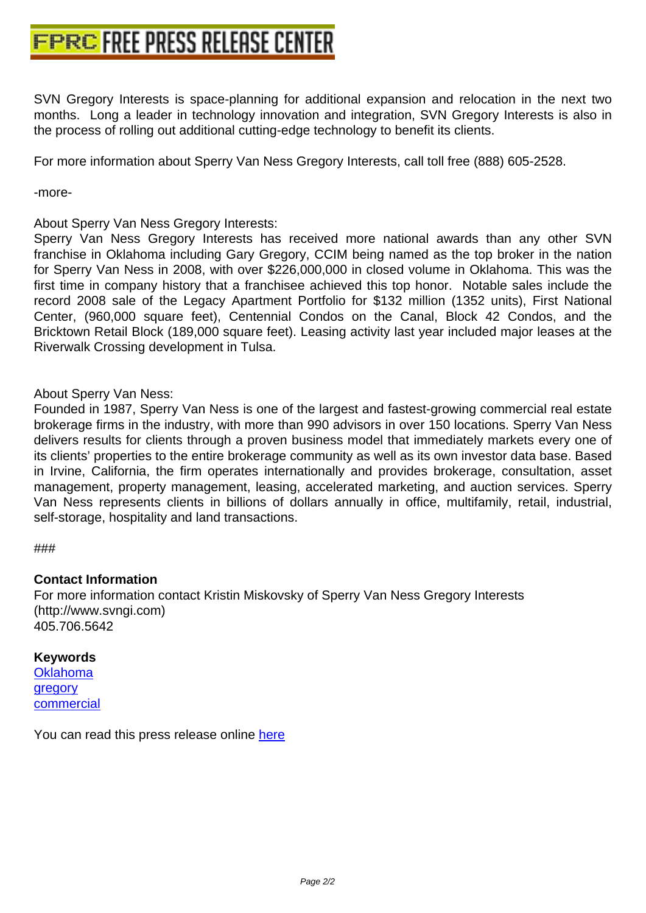SVN Gregory Interests is space-planning for additional expansion and relocation in the next two months. Long a leader in technology innovation and integration, SVN Gregory Interests is also in the process of rolling out additional cutting-edge technology to benefit its clients.

For more information about Sperry Van Ness Gregory Interests, call toll free (888) 605-2528.

-more-

About Sperry Van Ness Gregory Interests:
Sperry Van Ness Gregory Interests has received more national awards than any other SVN franchise in Oklahoma including Gary Gregory, CCIM being named as the top broker in the nation for Sperry Van Ness in 2008, with over $226,000,000 in closed volume in Oklahoma. This was the first time in company history that a franchisee achieved this top honor. Notable sales include the record 2008 sale of the Legacy Apartment Portfolio for $132 million (1352 units), First National Center, (960,000 square feet), Centennial Condos on the Canal, Block 42 Condos, and the Bricktown Retail Block (189,000 square feet). Leasing activity last year included major leases at the Riverwalk Crossing development in Tulsa.

About Sperry Van Ness:
Founded in 1987, Sperry Van Ness is one of the largest and fastest-growing commercial real estate brokerage firms in the industry, with more than 990 advisors in over 150 locations. Sperry Van Ness delivers results for clients through a proven business model that immediately markets every one of its clients' properties to the entire brokerage community as well as its own investor data base. Based in Irvine, California, the firm operates internationally and provides brokerage, consultation, asset management, property management, leasing, accelerated marketing, and auction services. Sperry Van Ness represents clients in billions of dollars annually in office, multifamily, retail, industrial, self-storage, hospitality and land transactions.

###

**Contact Information**
For more information contact Kristin Miskovsky of Sperry Van Ness Gregory Interests (http://www.svngi.com)
405.706.5642

**Keywords**
Oklahoma
gregory
commercial

You can read this press release online here